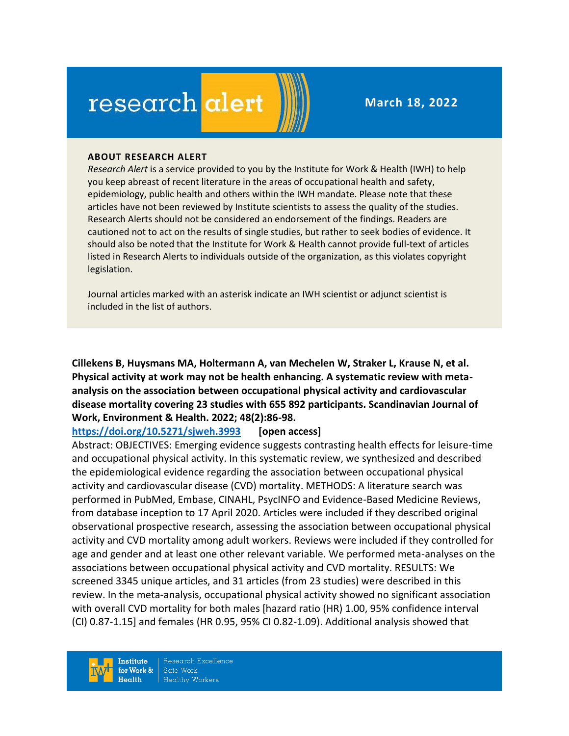# research alert

**March 18, 2022**

**ABOUT RESEARCH ALERT**

*Research Alert* is a service provided to you by the Institute for Work & Health (IWH) to help you keep abreast of recent literature in the areas of occupational health and safety, epidemiology, public health and others within the IWH mandate. Please note that these articles have not been reviewed by Institute scientists to assess the quality of the studies. Research Alerts should not be considered an endorsement of the findings. Readers are cautioned not to act on the results of single studies, but rather to seek bodies of evidence. It should also be noted that the Institute for Work & Health cannot provide full-text of articles listed in Research Alerts to individuals outside of the organization, as this violates copyright legislation.

Journal articles marked with an asterisk indicate an IWH scientist or adjunct scientist is included in the list of authors.

**Cillekens B, Huysmans MA, Holtermann A, van Mechelen W, Straker L, Krause N, et al. Physical activity at work may not be health enhancing. A systematic review with meta-analysis on the association between occupational physical activity and cardiovascular disease mortality covering 23 studies with 655 892 participants. Scandinavian Journal of Work, Environment & Health. 2022; 48(2):86-98.**
https://doi.org/10.5271/sjweh.3993 **[open access]**

Abstract: OBJECTIVES: Emerging evidence suggests contrasting health effects for leisure-time and occupational physical activity. In this systematic review, we synthesized and described the epidemiological evidence regarding the association between occupational physical activity and cardiovascular disease (CVD) mortality. METHODS: A literature search was performed in PubMed, Embase, CINAHL, PsycINFO and Evidence-Based Medicine Reviews, from database inception to 17 April 2020. Articles were included if they described original observational prospective research, assessing the association between occupational physical activity and CVD mortality among adult workers. Reviews were included if they controlled for age and gender and at least one other relevant variable. We performed meta-analyses on the associations between occupational physical activity and CVD mortality. RESULTS: We screened 3345 unique articles, and 31 articles (from 23 studies) were described in this review. In the meta-analysis, occupational physical activity showed no significant association with overall CVD mortality for both males [hazard ratio (HR) 1.00, 95% confidence interval (CI) 0.87-1.15] and females (HR 0.95, 95% CI 0.82-1.09). Additional analysis showed that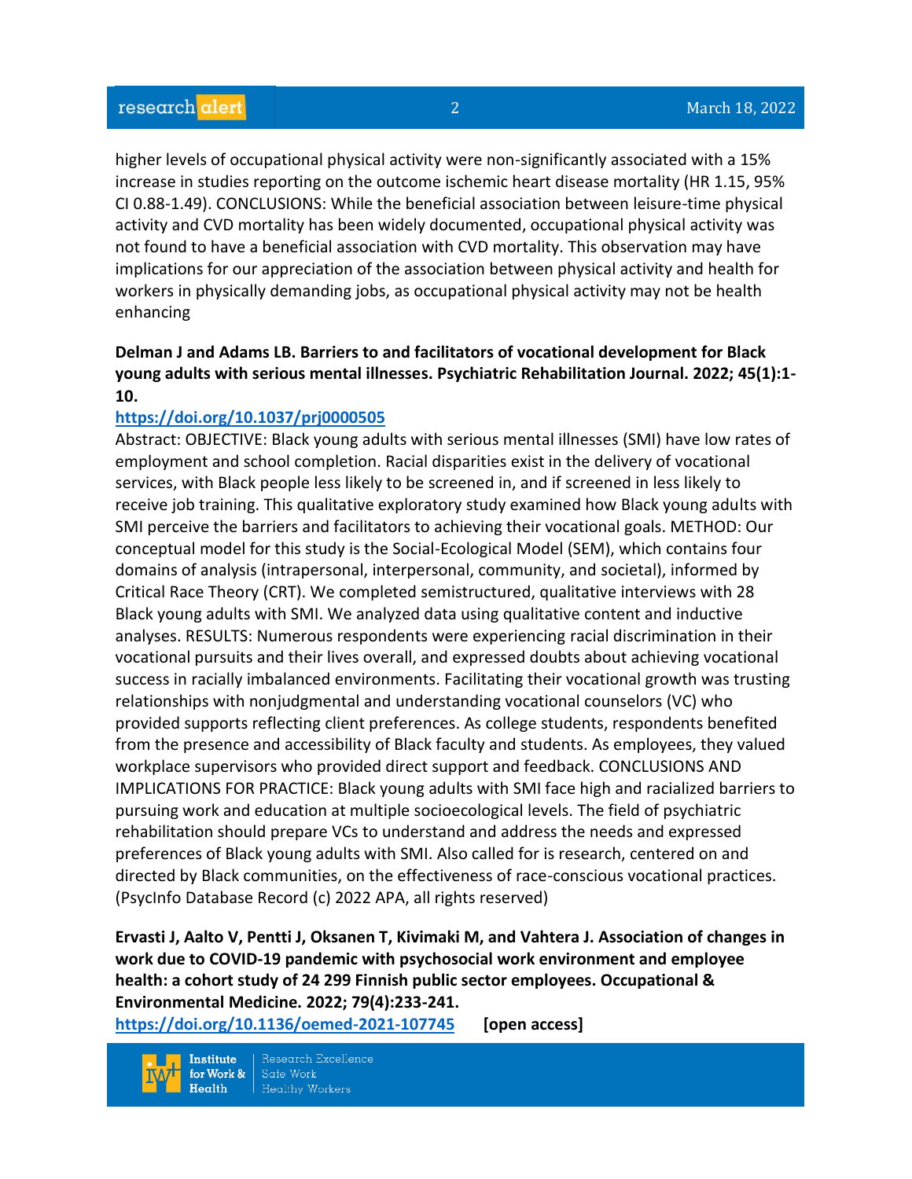higher levels of occupational physical activity were non-significantly associated with a 15% increase in studies reporting on the outcome ischemic heart disease mortality (HR 1.15, 95% CI 0.88-1.49). CONCLUSIONS: While the beneficial association between leisure-time physical activity and CVD mortality has been widely documented, occupational physical activity was not found to have a beneficial association with CVD mortality. This observation may have implications for our appreciation of the association between physical activity and health for workers in physically demanding jobs, as occupational physical activity may not be health enhancing

**Delman J and Adams LB. Barriers to and facilitators of vocational development for Black young adults with serious mental illnesses. Psychiatric Rehabilitation Journal. 2022; 45(1):1-10.**

**https://doi.org/10.1037/prj0000505**

Abstract: OBJECTIVE: Black young adults with serious mental illnesses (SMI) have low rates of employment and school completion. Racial disparities exist in the delivery of vocational services, with Black people less likely to be screened in, and if screened in less likely to receive job training. This qualitative exploratory study examined how Black young adults with SMI perceive the barriers and facilitators to achieving their vocational goals. METHOD: Our conceptual model for this study is the Social-Ecological Model (SEM), which contains four domains of analysis (intrapersonal, interpersonal, community, and societal), informed by Critical Race Theory (CRT). We completed semistructured, qualitative interviews with 28 Black young adults with SMI. We analyzed data using qualitative content and inductive analyses. RESULTS: Numerous respondents were experiencing racial discrimination in their vocational pursuits and their lives overall, and expressed doubts about achieving vocational success in racially imbalanced environments. Facilitating their vocational growth was trusting relationships with nonjudgmental and understanding vocational counselors (VC) who provided supports reflecting client preferences. As college students, respondents benefited from the presence and accessibility of Black faculty and students. As employees, they valued workplace supervisors who provided direct support and feedback. CONCLUSIONS AND IMPLICATIONS FOR PRACTICE: Black young adults with SMI face high and racialized barriers to pursuing work and education at multiple socioecological levels. The field of psychiatric rehabilitation should prepare VCs to understand and address the needs and expressed preferences of Black young adults with SMI. Also called for is research, centered on and directed by Black communities, on the effectiveness of race-conscious vocational practices. (PsycInfo Database Record (c) 2022 APA, all rights reserved)

**Ervasti J, Aalto V, Pentti J, Oksanen T, Kivimaki M, and Vahtera J. Association of changes in work due to COVID-19 pandemic with psychosocial work environment and employee health: a cohort study of 24 299 Finnish public sector employees. Occupational & Environmental Medicine. 2022; 79(4):233-241.**

**https://doi.org/10.1136/oemed-2021-107745** **[open access]**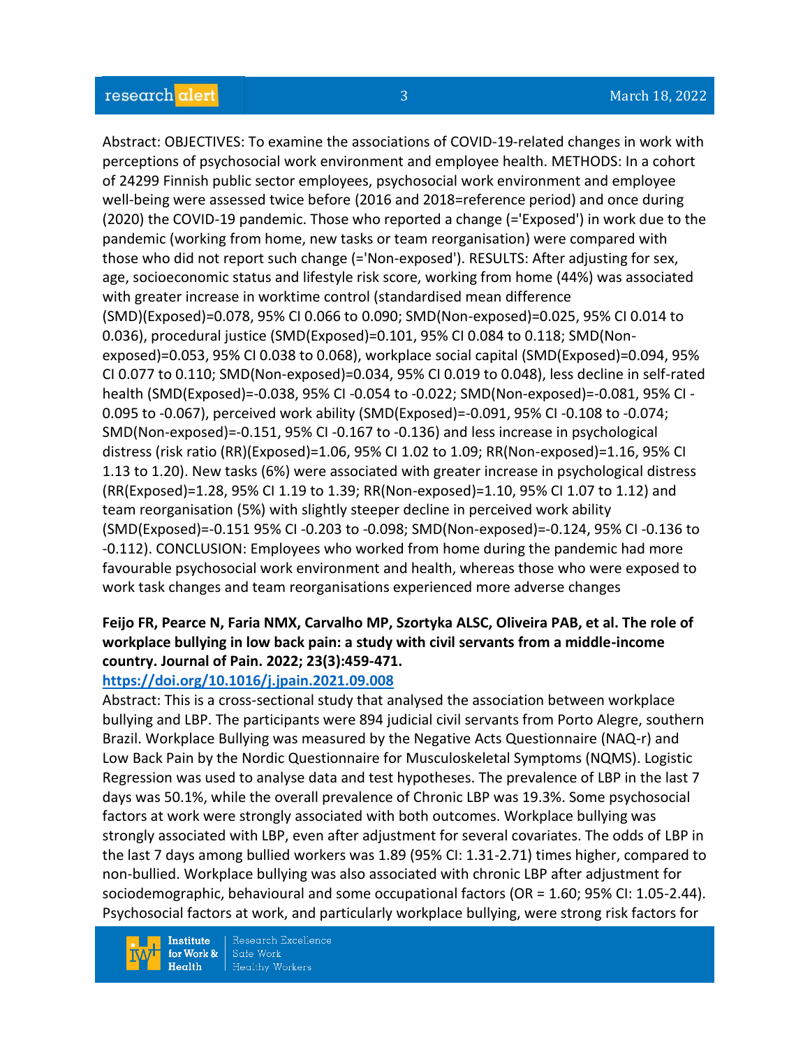Abstract: OBJECTIVES: To examine the associations of COVID-19-related changes in work with perceptions of psychosocial work environment and employee health. METHODS: In a cohort of 24299 Finnish public sector employees, psychosocial work environment and employee well-being were assessed twice before (2016 and 2018=reference period) and once during (2020) the COVID-19 pandemic. Those who reported a change (='Exposed') in work due to the pandemic (working from home, new tasks or team reorganisation) were compared with those who did not report such change (='Non-exposed'). RESULTS: After adjusting for sex, age, socioeconomic status and lifestyle risk score, working from home (44%) was associated with greater increase in worktime control (standardised mean difference (SMD)(Exposed)=0.078, 95% CI 0.066 to 0.090; SMD(Non-exposed)=0.025, 95% CI 0.014 to 0.036), procedural justice (SMD(Exposed)=0.101, 95% CI 0.084 to 0.118; SMD(Non-exposed)=0.053, 95% CI 0.038 to 0.068), workplace social capital (SMD(Exposed)=0.094, 95% CI 0.077 to 0.110; SMD(Non-exposed)=0.034, 95% CI 0.019 to 0.048), less decline in self-rated health (SMD(Exposed)=-0.038, 95% CI -0.054 to -0.022; SMD(Non-exposed)=-0.081, 95% CI -0.095 to -0.067), perceived work ability (SMD(Exposed)=-0.091, 95% CI -0.108 to -0.074; SMD(Non-exposed)=-0.151, 95% CI -0.167 to -0.136) and less increase in psychological distress (risk ratio (RR)(Exposed)=1.06, 95% CI 1.02 to 1.09; RR(Non-exposed)=1.16, 95% CI 1.13 to 1.20). New tasks (6%) were associated with greater increase in psychological distress (RR(Exposed)=1.28, 95% CI 1.19 to 1.39; RR(Non-exposed)=1.10, 95% CI 1.07 to 1.12) and team reorganisation (5%) with slightly steeper decline in perceived work ability (SMD(Exposed)=-0.151 95% CI -0.203 to -0.098; SMD(Non-exposed)=-0.124, 95% CI -0.136 to -0.112). CONCLUSION: Employees who worked from home during the pandemic had more favourable psychosocial work environment and health, whereas those who were exposed to work task changes and team reorganisations experienced more adverse changes

**Feijo FR, Pearce N, Faria NMX, Carvalho MP, Szortyka ALSC, Oliveira PAB, et al. The role of workplace bullying in low back pain: a study with civil servants from a middle-income country. Journal of Pain. 2022; 23(3):459-471.**
**https://doi.org/10.1016/j.jpain.2021.09.008**
Abstract: This is a cross-sectional study that analysed the association between workplace bullying and LBP. The participants were 894 judicial civil servants from Porto Alegre, southern Brazil. Workplace Bullying was measured by the Negative Acts Questionnaire (NAQ-r) and Low Back Pain by the Nordic Questionnaire for Musculoskeletal Symptoms (NQMS). Logistic Regression was used to analyse data and test hypotheses. The prevalence of LBP in the last 7 days was 50.1%, while the overall prevalence of Chronic LBP was 19.3%. Some psychosocial factors at work were strongly associated with both outcomes. Workplace bullying was strongly associated with LBP, even after adjustment for several covariates. The odds of LBP in the last 7 days among bullied workers was 1.89 (95% CI: 1.31-2.71) times higher, compared to non-bullied. Workplace bullying was also associated with chronic LBP after adjustment for sociodemographic, behavioural and some occupational factors (OR = 1.60; 95% CI: 1.05-2.44). Psychosocial factors at work, and particularly workplace bullying, were strong risk factors for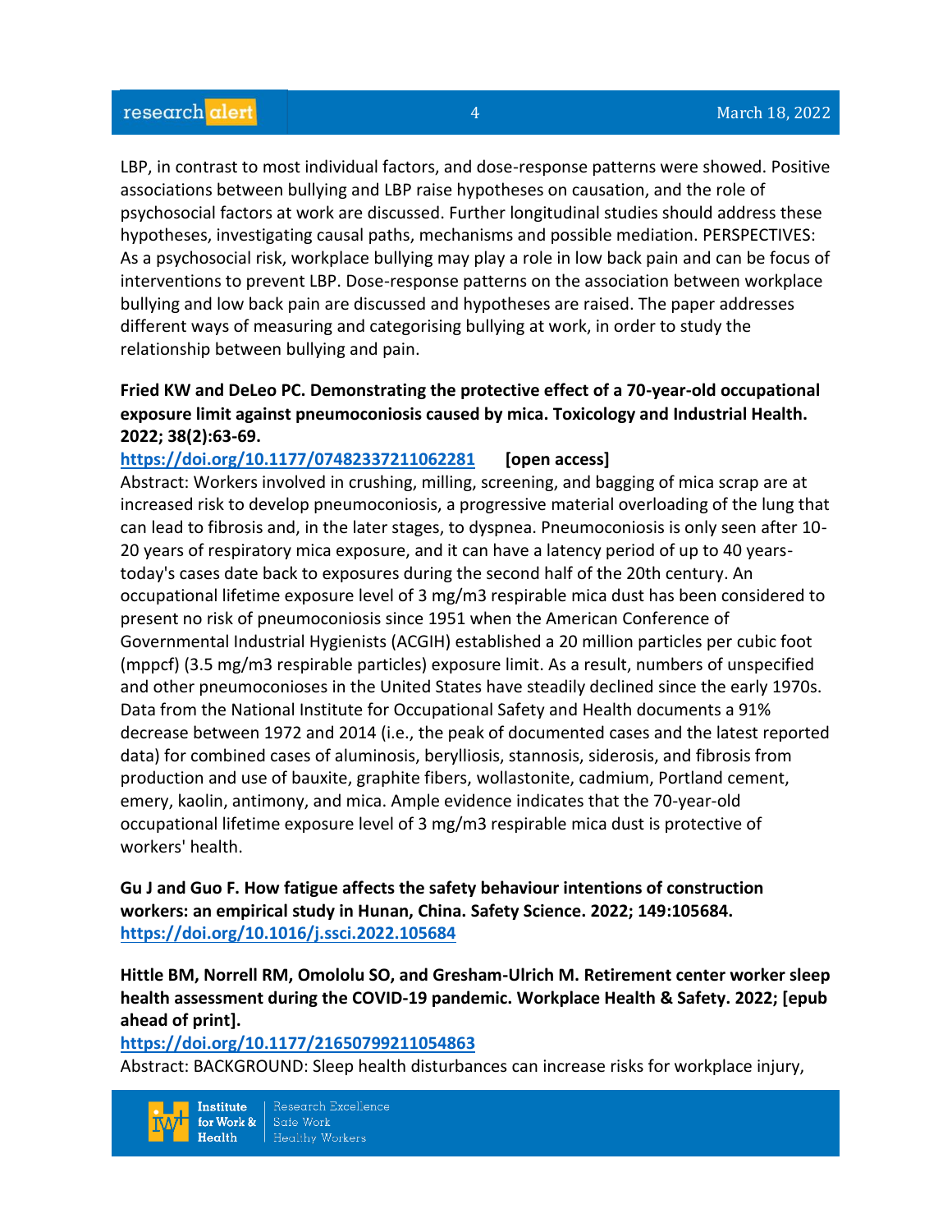LBP, in contrast to most individual factors, and dose-response patterns were showed. Positive associations between bullying and LBP raise hypotheses on causation, and the role of psychosocial factors at work are discussed. Further longitudinal studies should address these hypotheses, investigating causal paths, mechanisms and possible mediation. PERSPECTIVES: As a psychosocial risk, workplace bullying may play a role in low back pain and can be focus of interventions to prevent LBP. Dose-response patterns on the association between workplace bullying and low back pain are discussed and hypotheses are raised. The paper addresses different ways of measuring and categorising bullying at work, in order to study the relationship between bullying and pain.

**Fried KW and DeLeo PC. Demonstrating the protective effect of a 70-year-old occupational exposure limit against pneumoconiosis caused by mica. Toxicology and Industrial Health. 2022; 38(2):63-69.**

**https://doi.org/10.1177/07482337211062281 [open access]**

Abstract: Workers involved in crushing, milling, screening, and bagging of mica scrap are at increased risk to develop pneumoconiosis, a progressive material overloading of the lung that can lead to fibrosis and, in the later stages, to dyspnea. Pneumoconiosis is only seen after 10-20 years of respiratory mica exposure, and it can have a latency period of up to 40 years-today's cases date back to exposures during the second half of the 20th century. An occupational lifetime exposure level of 3 mg/m3 respirable mica dust has been considered to present no risk of pneumoconiosis since 1951 when the American Conference of Governmental Industrial Hygienists (ACGIH) established a 20 million particles per cubic foot (mppcf) (3.5 mg/m3 respirable particles) exposure limit. As a result, numbers of unspecified and other pneumoconioses in the United States have steadily declined since the early 1970s. Data from the National Institute for Occupational Safety and Health documents a 91% decrease between 1972 and 2014 (i.e., the peak of documented cases and the latest reported data) for combined cases of aluminosis, berylliosis, stannosis, siderosis, and fibrosis from production and use of bauxite, graphite fibers, wollastonite, cadmium, Portland cement, emery, kaolin, antimony, and mica. Ample evidence indicates that the 70-year-old occupational lifetime exposure level of 3 mg/m3 respirable mica dust is protective of workers' health.

**Gu J and Guo F. How fatigue affects the safety behaviour intentions of construction workers: an empirical study in Hunan, China. Safety Science. 2022; 149:105684.**
**https://doi.org/10.1016/j.ssci.2022.105684**

**Hittle BM, Norrell RM, Omololu SO, and Gresham-Ulrich M. Retirement center worker sleep health assessment during the COVID-19 pandemic. Workplace Health & Safety. 2022; [epub ahead of print].**

**https://doi.org/10.1177/21650799211054863**

Abstract: BACKGROUND: Sleep health disturbances can increase risks for workplace injury,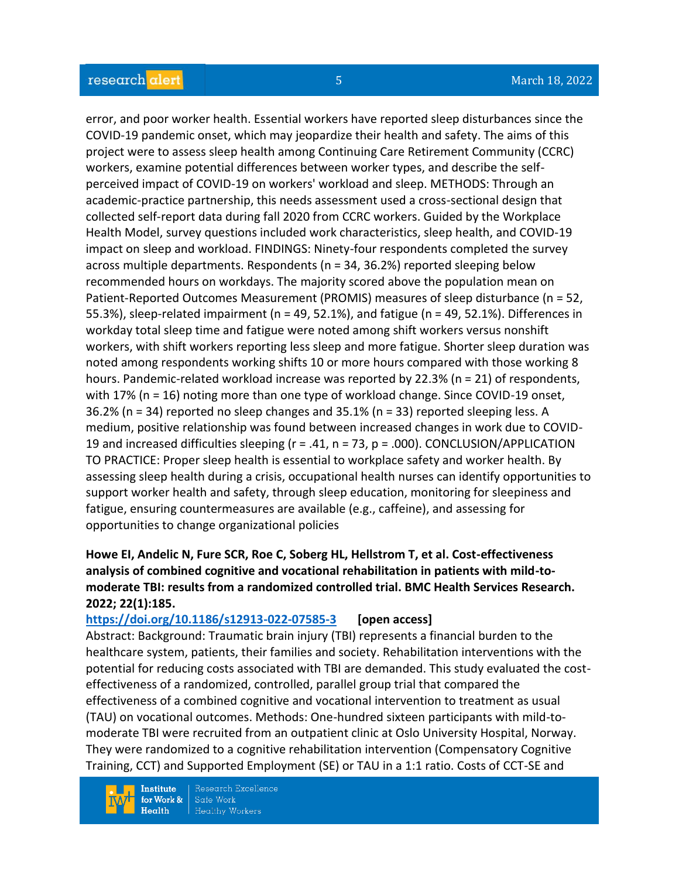error, and poor worker health. Essential workers have reported sleep disturbances since the COVID-19 pandemic onset, which may jeopardize their health and safety. The aims of this project were to assess sleep health among Continuing Care Retirement Community (CCRC) workers, examine potential differences between worker types, and describe the self-perceived impact of COVID-19 on workers' workload and sleep. METHODS: Through an academic-practice partnership, this needs assessment used a cross-sectional design that collected self-report data during fall 2020 from CCRC workers. Guided by the Workplace Health Model, survey questions included work characteristics, sleep health, and COVID-19 impact on sleep and workload. FINDINGS: Ninety-four respondents completed the survey across multiple departments. Respondents (n = 34, 36.2%) reported sleeping below recommended hours on workdays. The majority scored above the population mean on Patient-Reported Outcomes Measurement (PROMIS) measures of sleep disturbance (n = 52, 55.3%), sleep-related impairment (n = 49, 52.1%), and fatigue (n = 49, 52.1%). Differences in workday total sleep time and fatigue were noted among shift workers versus nonshift workers, with shift workers reporting less sleep and more fatigue. Shorter sleep duration was noted among respondents working shifts 10 or more hours compared with those working 8 hours. Pandemic-related workload increase was reported by 22.3% (n = 21) of respondents, with 17% (n = 16) noting more than one type of workload change. Since COVID-19 onset, 36.2% (n = 34) reported no sleep changes and 35.1% (n = 33) reported sleeping less. A medium, positive relationship was found between increased changes in work due to COVID-19 and increased difficulties sleeping (r = .41, n = 73, p = .000). CONCLUSION/APPLICATION TO PRACTICE: Proper sleep health is essential to workplace safety and worker health. By assessing sleep health during a crisis, occupational health nurses can identify opportunities to support worker health and safety, through sleep education, monitoring for sleepiness and fatigue, ensuring countermeasures are available (e.g., caffeine), and assessing for opportunities to change organizational policies

**Howe EI, Andelic N, Fure SCR, Roe C, Soberg HL, Hellstrom T, et al. Cost-effectiveness analysis of combined cognitive and vocational rehabilitation in patients with mild-to-moderate TBI: results from a randomized controlled trial. BMC Health Services Research. 2022; 22(1):185.**

https://doi.org/10.1186/s12913-022-07585-3 **[open access]**

Abstract: Background: Traumatic brain injury (TBI) represents a financial burden to the healthcare system, patients, their families and society. Rehabilitation interventions with the potential for reducing costs associated with TBI are demanded. This study evaluated the cost-effectiveness of a randomized, controlled, parallel group trial that compared the effectiveness of a combined cognitive and vocational intervention to treatment as usual (TAU) on vocational outcomes. Methods: One-hundred sixteen participants with mild-to-moderate TBI were recruited from an outpatient clinic at Oslo University Hospital, Norway. They were randomized to a cognitive rehabilitation intervention (Compensatory Cognitive Training, CCT) and Supported Employment (SE) or TAU in a 1:1 ratio. Costs of CCT-SE and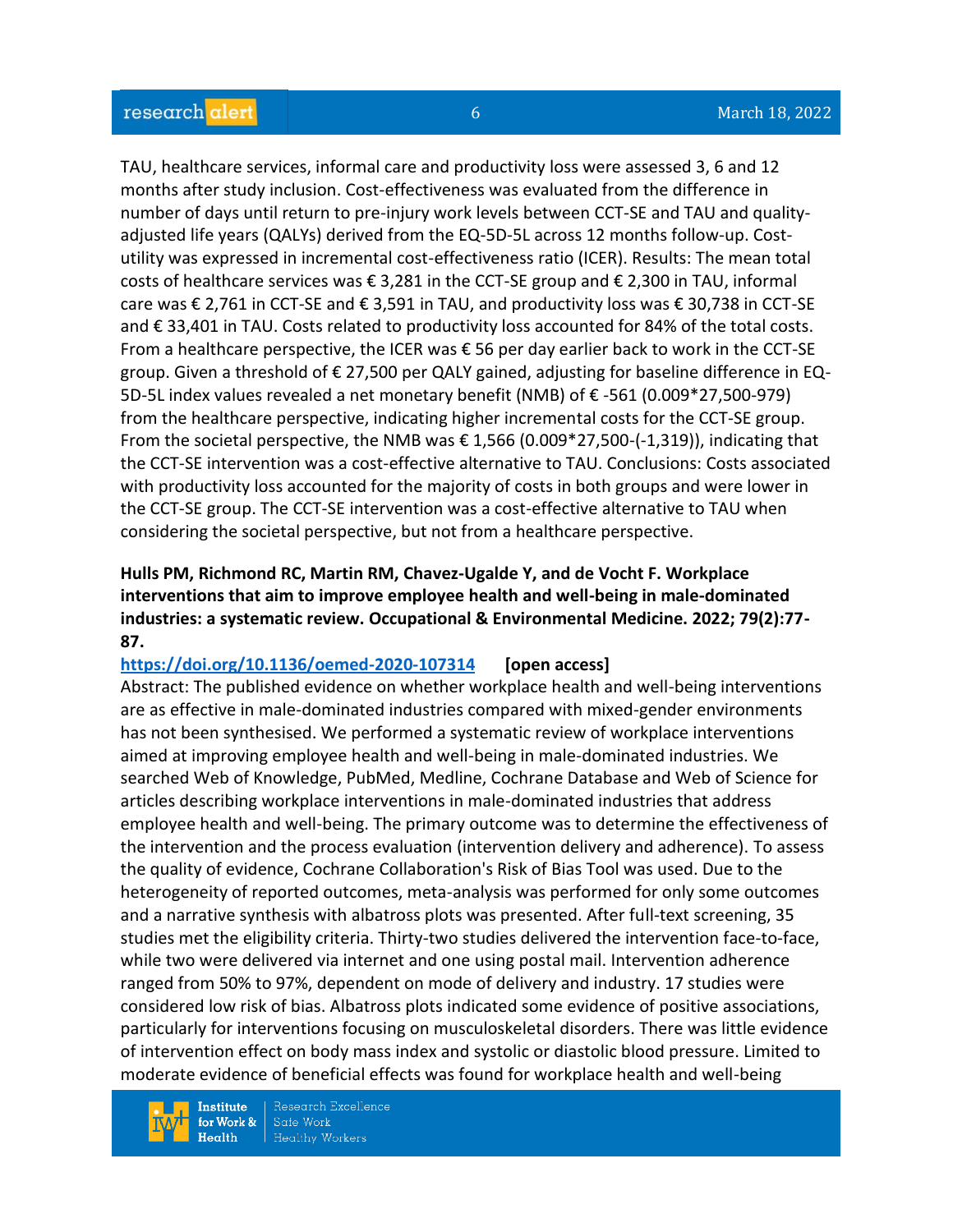TAU, healthcare services, informal care and productivity loss were assessed 3, 6 and 12 months after study inclusion. Cost-effectiveness was evaluated from the difference in number of days until return to pre-injury work levels between CCT-SE and TAU and quality-adjusted life years (QALYs) derived from the EQ-5D-5L across 12 months follow-up. Cost-utility was expressed in incremental cost-effectiveness ratio (ICER). Results: The mean total costs of healthcare services was € 3,281 in the CCT-SE group and € 2,300 in TAU, informal care was € 2,761 in CCT-SE and € 3,591 in TAU, and productivity loss was € 30,738 in CCT-SE and € 33,401 in TAU. Costs related to productivity loss accounted for 84% of the total costs. From a healthcare perspective, the ICER was € 56 per day earlier back to work in the CCT-SE group. Given a threshold of € 27,500 per QALY gained, adjusting for baseline difference in EQ-5D-5L index values revealed a net monetary benefit (NMB) of € -561 (0.009*27,500-979) from the healthcare perspective, indicating higher incremental costs for the CCT-SE group. From the societal perspective, the NMB was € 1,566 (0.009*27,500-(-1,319)), indicating that the CCT-SE intervention was a cost-effective alternative to TAU. Conclusions: Costs associated with productivity loss accounted for the majority of costs in both groups and were lower in the CCT-SE group. The CCT-SE intervention was a cost-effective alternative to TAU when considering the societal perspective, but not from a healthcare perspective.

**Hulls PM, Richmond RC, Martin RM, Chavez-Ugalde Y, and de Vocht F. Workplace interventions that aim to improve employee health and well-being in male-dominated industries: a systematic review. Occupational & Environmental Medicine. 2022; 79(2):77-87.**

https://doi.org/10.1136/oemed-2020-107314 **[open access]**

Abstract: The published evidence on whether workplace health and well-being interventions are as effective in male-dominated industries compared with mixed-gender environments has not been synthesised. We performed a systematic review of workplace interventions aimed at improving employee health and well-being in male-dominated industries. We searched Web of Knowledge, PubMed, Medline, Cochrane Database and Web of Science for articles describing workplace interventions in male-dominated industries that address employee health and well-being. The primary outcome was to determine the effectiveness of the intervention and the process evaluation (intervention delivery and adherence). To assess the quality of evidence, Cochrane Collaboration's Risk of Bias Tool was used. Due to the heterogeneity of reported outcomes, meta-analysis was performed for only some outcomes and a narrative synthesis with albatross plots was presented. After full-text screening, 35 studies met the eligibility criteria. Thirty-two studies delivered the intervention face-to-face, while two were delivered via internet and one using postal mail. Intervention adherence ranged from 50% to 97%, dependent on mode of delivery and industry. 17 studies were considered low risk of bias. Albatross plots indicated some evidence of positive associations, particularly for interventions focusing on musculoskeletal disorders. There was little evidence of intervention effect on body mass index and systolic or diastolic blood pressure. Limited to moderate evidence of beneficial effects was found for workplace health and well-being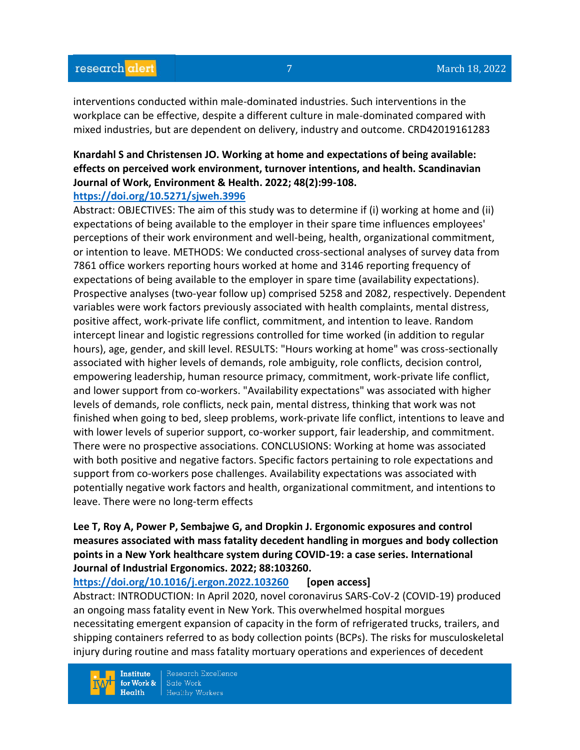interventions conducted within male-dominated industries. Such interventions in the workplace can be effective, despite a different culture in male-dominated compared with mixed industries, but are dependent on delivery, industry and outcome. CRD42019161283

**Knardahl S and Christensen JO. Working at home and expectations of being available: effects on perceived work environment, turnover intentions, and health. Scandinavian Journal of Work, Environment & Health. 2022; 48(2):99-108.**
**https://doi.org/10.5271/sjweh.3996**
Abstract: OBJECTIVES: The aim of this study was to determine if (i) working at home and (ii) expectations of being available to the employer in their spare time influences employees' perceptions of their work environment and well-being, health, organizational commitment, or intention to leave. METHODS: We conducted cross-sectional analyses of survey data from 7861 office workers reporting hours worked at home and 3146 reporting frequency of expectations of being available to the employer in spare time (availability expectations). Prospective analyses (two-year follow up) comprised 5258 and 2082, respectively. Dependent variables were work factors previously associated with health complaints, mental distress, positive affect, work-private life conflict, commitment, and intention to leave. Random intercept linear and logistic regressions controlled for time worked (in addition to regular hours), age, gender, and skill level. RESULTS: "Hours working at home" was cross-sectionally associated with higher levels of demands, role ambiguity, role conflicts, decision control, empowering leadership, human resource primacy, commitment, work-private life conflict, and lower support from co-workers. "Availability expectations" was associated with higher levels of demands, role conflicts, neck pain, mental distress, thinking that work was not finished when going to bed, sleep problems, work-private life conflict, intentions to leave and with lower levels of superior support, co-worker support, fair leadership, and commitment. There were no prospective associations. CONCLUSIONS: Working at home was associated with both positive and negative factors. Specific factors pertaining to role expectations and support from co-workers pose challenges. Availability expectations was associated with potentially negative work factors and health, organizational commitment, and intentions to leave. There were no long-term effects

**Lee T, Roy A, Power P, Sembajwe G, and Dropkin J. Ergonomic exposures and control measures associated with mass fatality decedent handling in morgues and body collection points in a New York healthcare system during COVID-19: a case series. International Journal of Industrial Ergonomics. 2022; 88:103260.**
**https://doi.org/10.1016/j.ergon.2022.103260** **[open access]**
Abstract: INTRODUCTION: In April 2020, novel coronavirus SARS-CoV-2 (COVID-19) produced an ongoing mass fatality event in New York. This overwhelmed hospital morgues necessitating emergent expansion of capacity in the form of refrigerated trucks, trailers, and shipping containers referred to as body collection points (BCPs). The risks for musculoskeletal injury during routine and mass fatality mortuary operations and experiences of decedent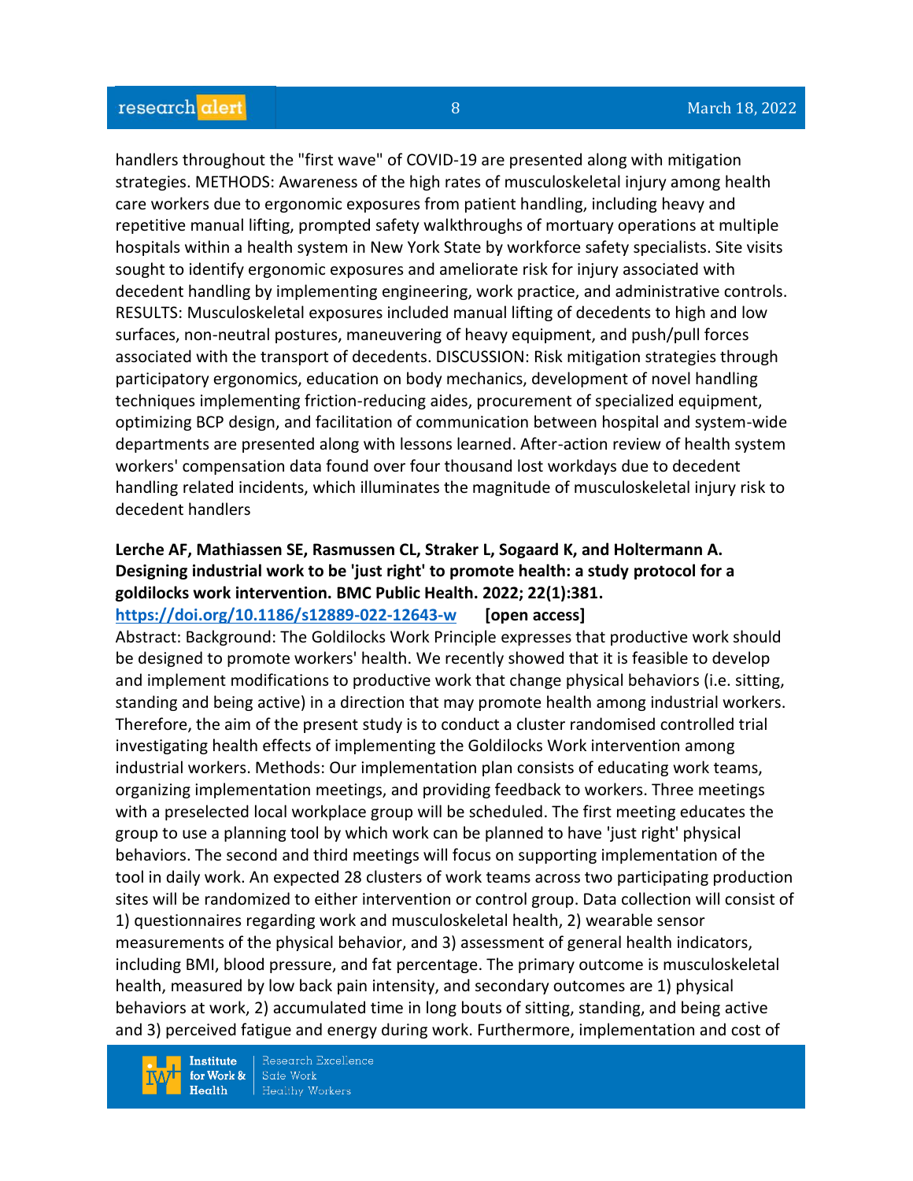handlers throughout the "first wave" of COVID-19 are presented along with mitigation strategies. METHODS: Awareness of the high rates of musculoskeletal injury among health care workers due to ergonomic exposures from patient handling, including heavy and repetitive manual lifting, prompted safety walkthroughs of mortuary operations at multiple hospitals within a health system in New York State by workforce safety specialists. Site visits sought to identify ergonomic exposures and ameliorate risk for injury associated with decedent handling by implementing engineering, work practice, and administrative controls. RESULTS: Musculoskeletal exposures included manual lifting of decedents to high and low surfaces, non-neutral postures, maneuvering of heavy equipment, and push/pull forces associated with the transport of decedents. DISCUSSION: Risk mitigation strategies through participatory ergonomics, education on body mechanics, development of novel handling techniques implementing friction-reducing aides, procurement of specialized equipment, optimizing BCP design, and facilitation of communication between hospital and system-wide departments are presented along with lessons learned. After-action review of health system workers' compensation data found over four thousand lost workdays due to decedent handling related incidents, which illuminates the magnitude of musculoskeletal injury risk to decedent handlers

**Lerche AF, Mathiassen SE, Rasmussen CL, Straker L, Sogaard K, and Holtermann A. Designing industrial work to be 'just right' to promote health: a study protocol for a goldilocks work intervention. BMC Public Health. 2022; 22(1):381.**
**https://doi.org/10.1186/s12889-022-12643-w** **[open access]**
Abstract: Background: The Goldilocks Work Principle expresses that productive work should be designed to promote workers' health. We recently showed that it is feasible to develop and implement modifications to productive work that change physical behaviors (i.e. sitting, standing and being active) in a direction that may promote health among industrial workers. Therefore, the aim of the present study is to conduct a cluster randomised controlled trial investigating health effects of implementing the Goldilocks Work intervention among industrial workers. Methods: Our implementation plan consists of educating work teams, organizing implementation meetings, and providing feedback to workers. Three meetings with a preselected local workplace group will be scheduled. The first meeting educates the group to use a planning tool by which work can be planned to have 'just right' physical behaviors. The second and third meetings will focus on supporting implementation of the tool in daily work. An expected 28 clusters of work teams across two participating production sites will be randomized to either intervention or control group. Data collection will consist of 1) questionnaires regarding work and musculoskeletal health, 2) wearable sensor measurements of the physical behavior, and 3) assessment of general health indicators, including BMI, blood pressure, and fat percentage. The primary outcome is musculoskeletal health, measured by low back pain intensity, and secondary outcomes are 1) physical behaviors at work, 2) accumulated time in long bouts of sitting, standing, and being active and 3) perceived fatigue and energy during work. Furthermore, implementation and cost of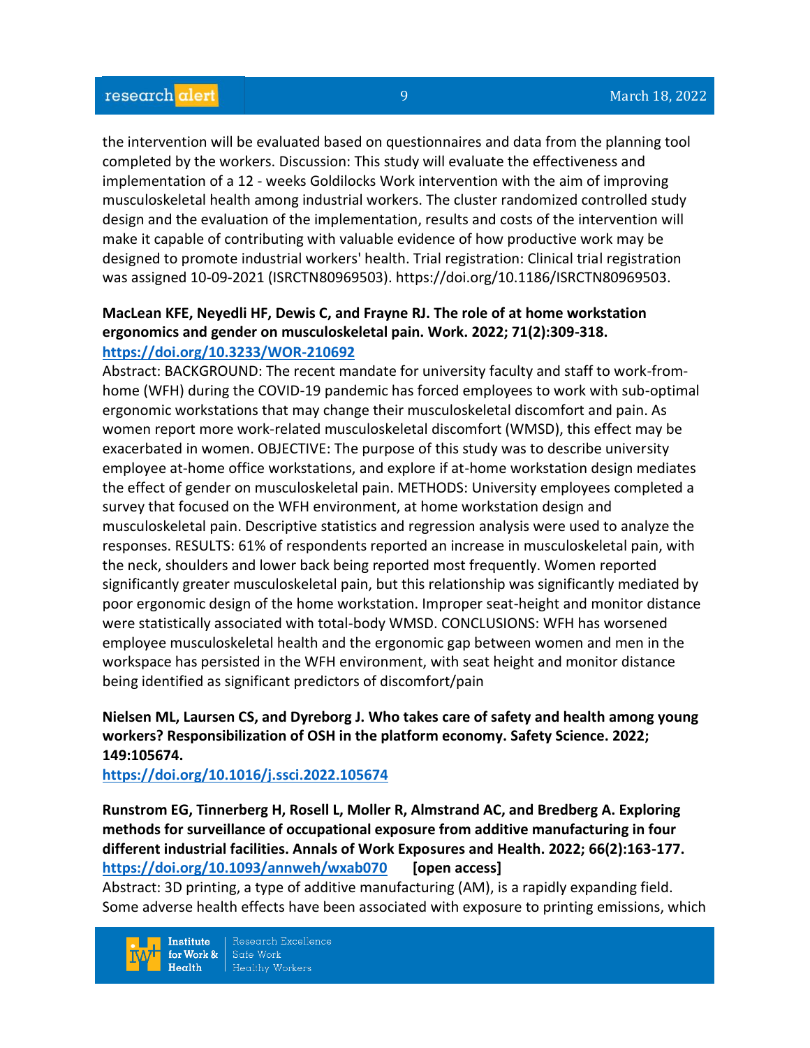the intervention will be evaluated based on questionnaires and data from the planning tool completed by the workers. Discussion: This study will evaluate the effectiveness and implementation of a 12 - weeks Goldilocks Work intervention with the aim of improving musculoskeletal health among industrial workers. The cluster randomized controlled study design and the evaluation of the implementation, results and costs of the intervention will make it capable of contributing with valuable evidence of how productive work may be designed to promote industrial workers' health. Trial registration: Clinical trial registration was assigned 10-09-2021 (ISRCTN80969503). https://doi.org/10.1186/ISRCTN80969503.

**MacLean KFE, Neyedli HF, Dewis C, and Frayne RJ. The role of at home workstation ergonomics and gender on musculoskeletal pain. Work. 2022; 71(2):309-318.**
**https://doi.org/10.3233/WOR-210692**

Abstract: BACKGROUND: The recent mandate for university faculty and staff to work-from-home (WFH) during the COVID-19 pandemic has forced employees to work with sub-optimal ergonomic workstations that may change their musculoskeletal discomfort and pain. As women report more work-related musculoskeletal discomfort (WMSD), this effect may be exacerbated in women. OBJECTIVE: The purpose of this study was to describe university employee at-home office workstations, and explore if at-home workstation design mediates the effect of gender on musculoskeletal pain. METHODS: University employees completed a survey that focused on the WFH environment, at home workstation design and musculoskeletal pain. Descriptive statistics and regression analysis were used to analyze the responses. RESULTS: 61% of respondents reported an increase in musculoskeletal pain, with the neck, shoulders and lower back being reported most frequently. Women reported significantly greater musculoskeletal pain, but this relationship was significantly mediated by poor ergonomic design of the home workstation. Improper seat-height and monitor distance were statistically associated with total-body WMSD. CONCLUSIONS: WFH has worsened employee musculoskeletal health and the ergonomic gap between women and men in the workspace has persisted in the WFH environment, with seat height and monitor distance being identified as significant predictors of discomfort/pain

**Nielsen ML, Laursen CS, and Dyreborg J. Who takes care of safety and health among young workers? Responsibilization of OSH in the platform economy. Safety Science. 2022; 149:105674.**
**https://doi.org/10.1016/j.ssci.2022.105674**

**Runstrom EG, Tinnerberg H, Rosell L, Moller R, Almstrand AC, and Bredberg A. Exploring methods for surveillance of occupational exposure from additive manufacturing in four different industrial facilities. Annals of Work Exposures and Health. 2022; 66(2):163-177.**
**https://doi.org/10.1093/annweh/wxab070** **[open access]**

Abstract: 3D printing, a type of additive manufacturing (AM), is a rapidly expanding field. Some adverse health effects have been associated with exposure to printing emissions, which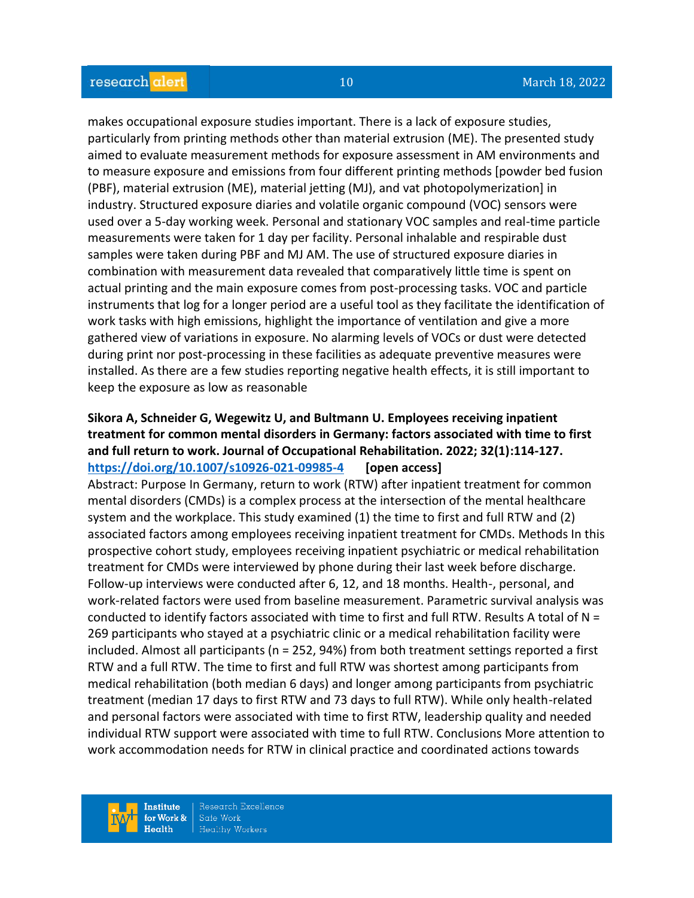makes occupational exposure studies important. There is a lack of exposure studies, particularly from printing methods other than material extrusion (ME). The presented study aimed to evaluate measurement methods for exposure assessment in AM environments and to measure exposure and emissions from four different printing methods [powder bed fusion (PBF), material extrusion (ME), material jetting (MJ), and vat photopolymerization] in industry. Structured exposure diaries and volatile organic compound (VOC) sensors were used over a 5-day working week. Personal and stationary VOC samples and real-time particle measurements were taken for 1 day per facility. Personal inhalable and respirable dust samples were taken during PBF and MJ AM. The use of structured exposure diaries in combination with measurement data revealed that comparatively little time is spent on actual printing and the main exposure comes from post-processing tasks. VOC and particle instruments that log for a longer period are a useful tool as they facilitate the identification of work tasks with high emissions, highlight the importance of ventilation and give a more gathered view of variations in exposure. No alarming levels of VOCs or dust were detected during print nor post-processing in these facilities as adequate preventive measures were installed. As there are a few studies reporting negative health effects, it is still important to keep the exposure as low as reasonable

**Sikora A, Schneider G, Wegewitz U, and Bultmann U. Employees receiving inpatient treatment for common mental disorders in Germany: factors associated with time to first and full return to work. Journal of Occupational Rehabilitation. 2022; 32(1):114-127. https://doi.org/10.1007/s10926-021-09985-4 [open access]**

Abstract: Purpose In Germany, return to work (RTW) after inpatient treatment for common mental disorders (CMDs) is a complex process at the intersection of the mental healthcare system and the workplace. This study examined (1) the time to first and full RTW and (2) associated factors among employees receiving inpatient treatment for CMDs. Methods In this prospective cohort study, employees receiving inpatient psychiatric or medical rehabilitation treatment for CMDs were interviewed by phone during their last week before discharge. Follow-up interviews were conducted after 6, 12, and 18 months. Health-, personal, and work-related factors were used from baseline measurement. Parametric survival analysis was conducted to identify factors associated with time to first and full RTW. Results A total of N = 269 participants who stayed at a psychiatric clinic or a medical rehabilitation facility were included. Almost all participants (n = 252, 94%) from both treatment settings reported a first RTW and a full RTW. The time to first and full RTW was shortest among participants from medical rehabilitation (both median 6 days) and longer among participants from psychiatric treatment (median 17 days to first RTW and 73 days to full RTW). While only health-related and personal factors were associated with time to first RTW, leadership quality and needed individual RTW support were associated with time to full RTW. Conclusions More attention to work accommodation needs for RTW in clinical practice and coordinated actions towards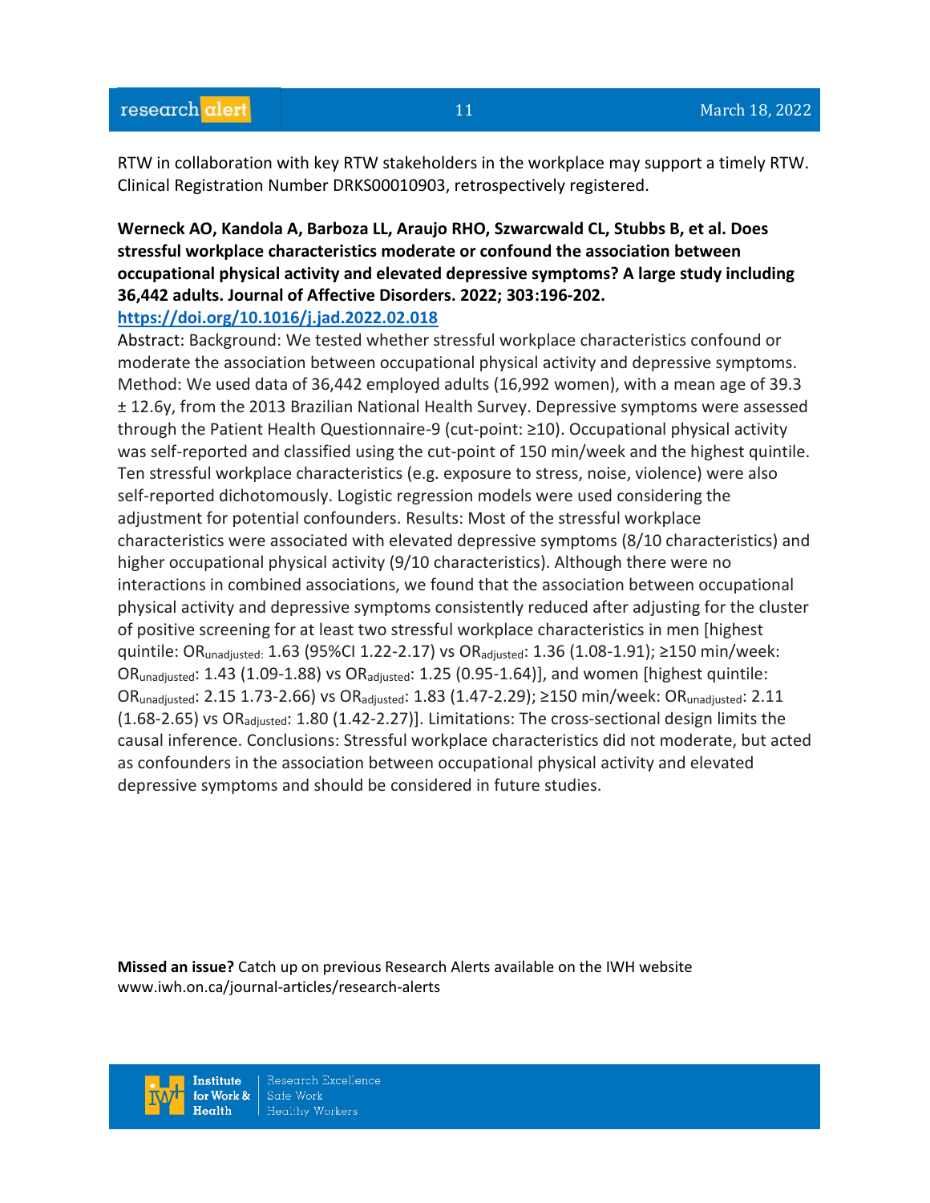RTW in collaboration with key RTW stakeholders in the workplace may support a timely RTW. Clinical Registration Number DRKS00010903, retrospectively registered.

**Werneck AO, Kandola A, Barboza LL, Araujo RHO, Szwarcwald CL, Stubbs B, et al. Does stressful workplace characteristics moderate or confound the association between occupational physical activity and elevated depressive symptoms? A large study including 36,442 adults. Journal of Affective Disorders. 2022; 303:196-202.**
**https://doi.org/10.1016/j.jad.2022.02.018**

Abstract: Background: We tested whether stressful workplace characteristics confound or moderate the association between occupational physical activity and depressive symptoms. Method: We used data of 36,442 employed adults (16,992 women), with a mean age of 39.3 ± 12.6y, from the 2013 Brazilian National Health Survey. Depressive symptoms were assessed through the Patient Health Questionnaire-9 (cut-point: ≥10). Occupational physical activity was self-reported and classified using the cut-point of 150 min/week and the highest quintile. Ten stressful workplace characteristics (e.g. exposure to stress, noise, violence) were also self-reported dichotomously. Logistic regression models were used considering the adjustment for potential confounders. Results: Most of the stressful workplace characteristics were associated with elevated depressive symptoms (8/10 characteristics) and higher occupational physical activity (9/10 characteristics). Although there were no interactions in combined associations, we found that the association between occupational physical activity and depressive symptoms consistently reduced after adjusting for the cluster of positive screening for at least two stressful workplace characteristics in men [highest quintile: $OR_{unadjusted}$: 1.63 (95%CI 1.22-2.17) vs $OR_{adjusted}$: 1.36 (1.08-1.91); ≥150 min/week: $OR_{unadjusted}$: 1.43 (1.09-1.88) vs $OR_{adjusted}$: 1.25 (0.95-1.64)], and women [highest quintile: $OR_{unadjusted}$: 2.15 1.73-2.66) vs $OR_{adjusted}$: 1.83 (1.47-2.29); ≥150 min/week: $OR_{unadjusted}$: 2.11 (1.68-2.65) vs $OR_{adjusted}$: 1.80 (1.42-2.27)]. Limitations: The cross-sectional design limits the causal inference. Conclusions: Stressful workplace characteristics did not moderate, but acted as confounders in the association between occupational physical activity and elevated depressive symptoms and should be considered in future studies.

**Missed an issue?** Catch up on previous Research Alerts available on the IWH website www.iwh.on.ca/journal-articles/research-alerts